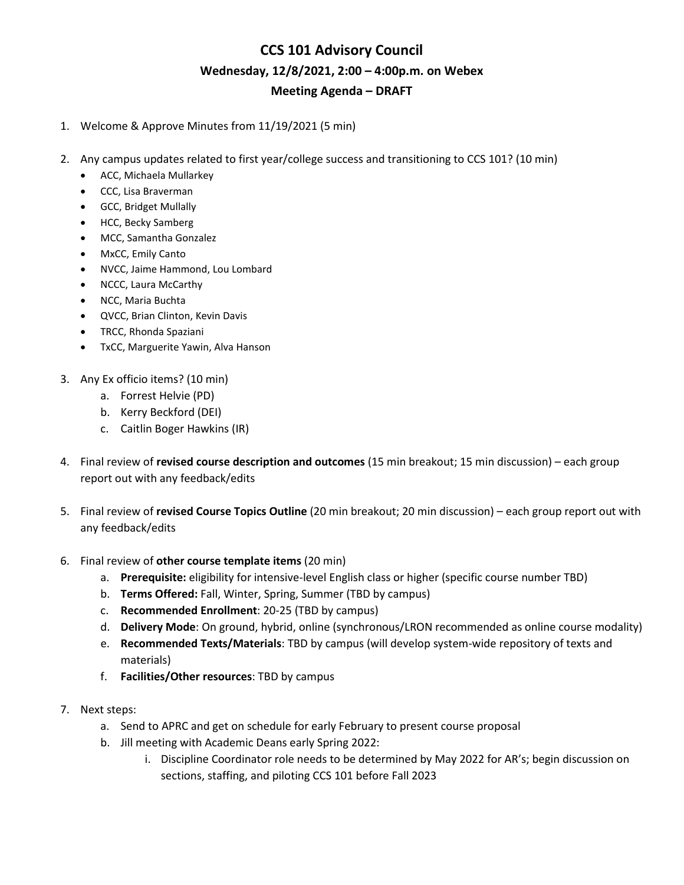# CCS 101 Advisory Council

## Wednesday, 12/8/2021, 2:00 – 4:00p.m. on Webex

## Meeting Agenda – DRAFT

1. Welcome & Approve Minutes from 11/19/2021 (5 min)

2. Any campus updates related to first year/college success and transitioning to CCS 101? (10 min)
   - ACC, Michaela Mullarkey
   - CCC, Lisa Braverman
   - GCC, Bridget Mullally
   - HCC, Becky Samberg
   - MCC, Samantha Gonzalez
   - MxCC, Emily Canto
   - NVCC, Jaime Hammond, Lou Lombard
   - NCCC, Laura McCarthy
   - NCC, Maria Buchta
   - QVCC, Brian Clinton, Kevin Davis
   - TRCC, Rhonda Spaziani
   - TxCC, Marguerite Yawin, Alva Hanson

3. Any Ex officio items? (10 min)
   a. Forrest Helvie (PD)
   b. Kerry Beckford (DEI)
   c. Caitlin Boger Hawkins (IR)

4. Final review of **revised course description and outcomes** (15 min breakout; 15 min discussion) – each group report out with any feedback/edits

5. Final review of **revised Course Topics Outline** (20 min breakout; 20 min discussion) – each group report out with any feedback/edits

6. Final review of **other course template items** (20 min)
   a. **Prerequisite:** eligibility for intensive-level English class or higher (specific course number TBD)
   b. **Terms Offered:** Fall, Winter, Spring, Summer (TBD by campus)
   c. **Recommended Enrollment**: 20-25 (TBD by campus)
   d. **Delivery Mode**: On ground, hybrid, online (synchronous/LRON recommended as online course modality)
   e. **Recommended Texts/Materials**: TBD by campus (will develop system-wide repository of texts and materials)
   f. **Facilities/Other resources**: TBD by campus

7. Next steps:
   a. Send to APRC and get on schedule for early February to present course proposal
   b. Jill meeting with Academic Deans early Spring 2022:
      i. Discipline Coordinator role needs to be determined by May 2022 for AR's; begin discussion on sections, staffing, and piloting CCS 101 before Fall 2023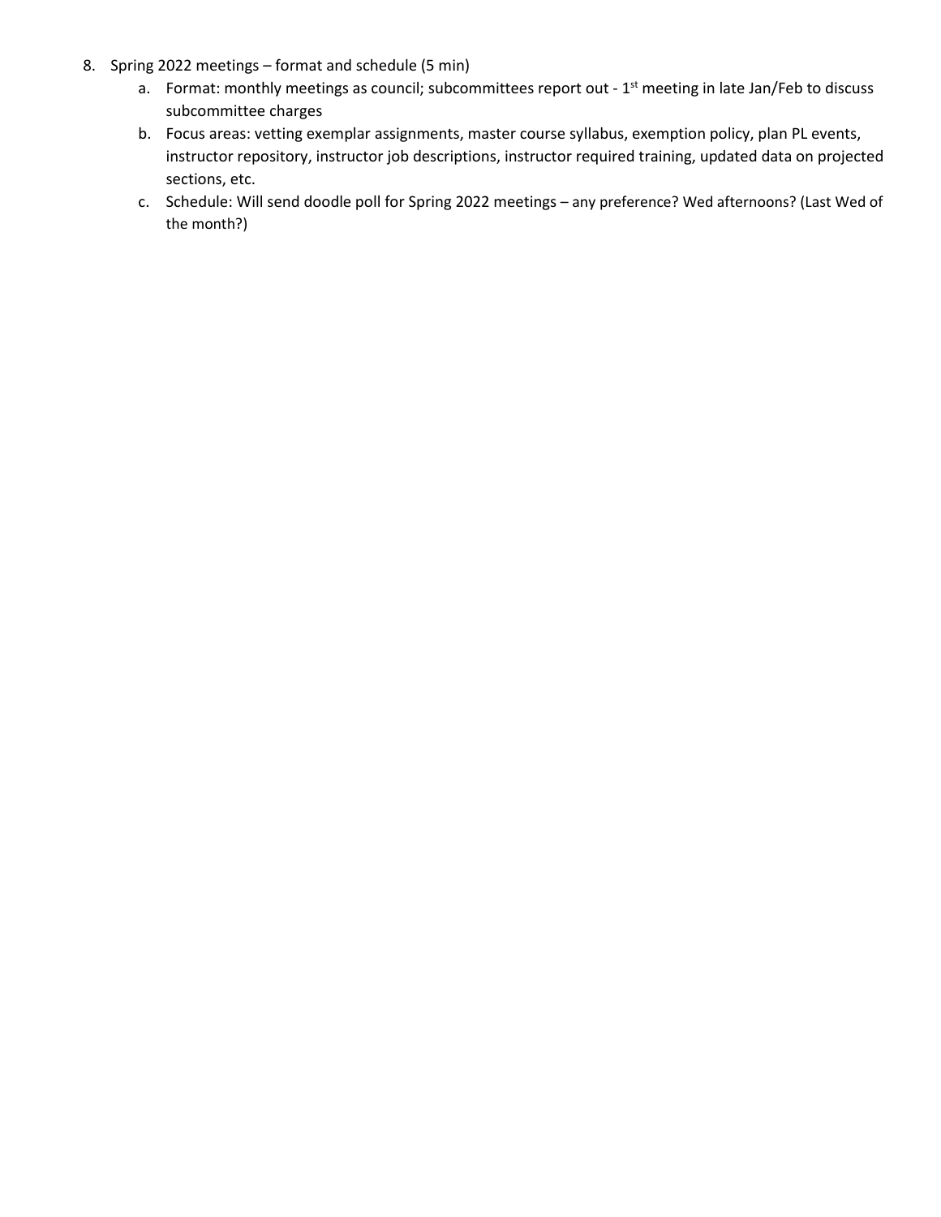8. Spring 2022 meetings – format and schedule (5 min)
   a. Format: monthly meetings as council; subcommittees report out - 1st meeting in late Jan/Feb to discuss subcommittee charges
   b. Focus areas: vetting exemplar assignments, master course syllabus, exemption policy, plan PL events, instructor repository, instructor job descriptions, instructor required training, updated data on projected sections, etc.
   c. Schedule: Will send doodle poll for Spring 2022 meetings – any preference? Wed afternoons? (Last Wed of the month?)